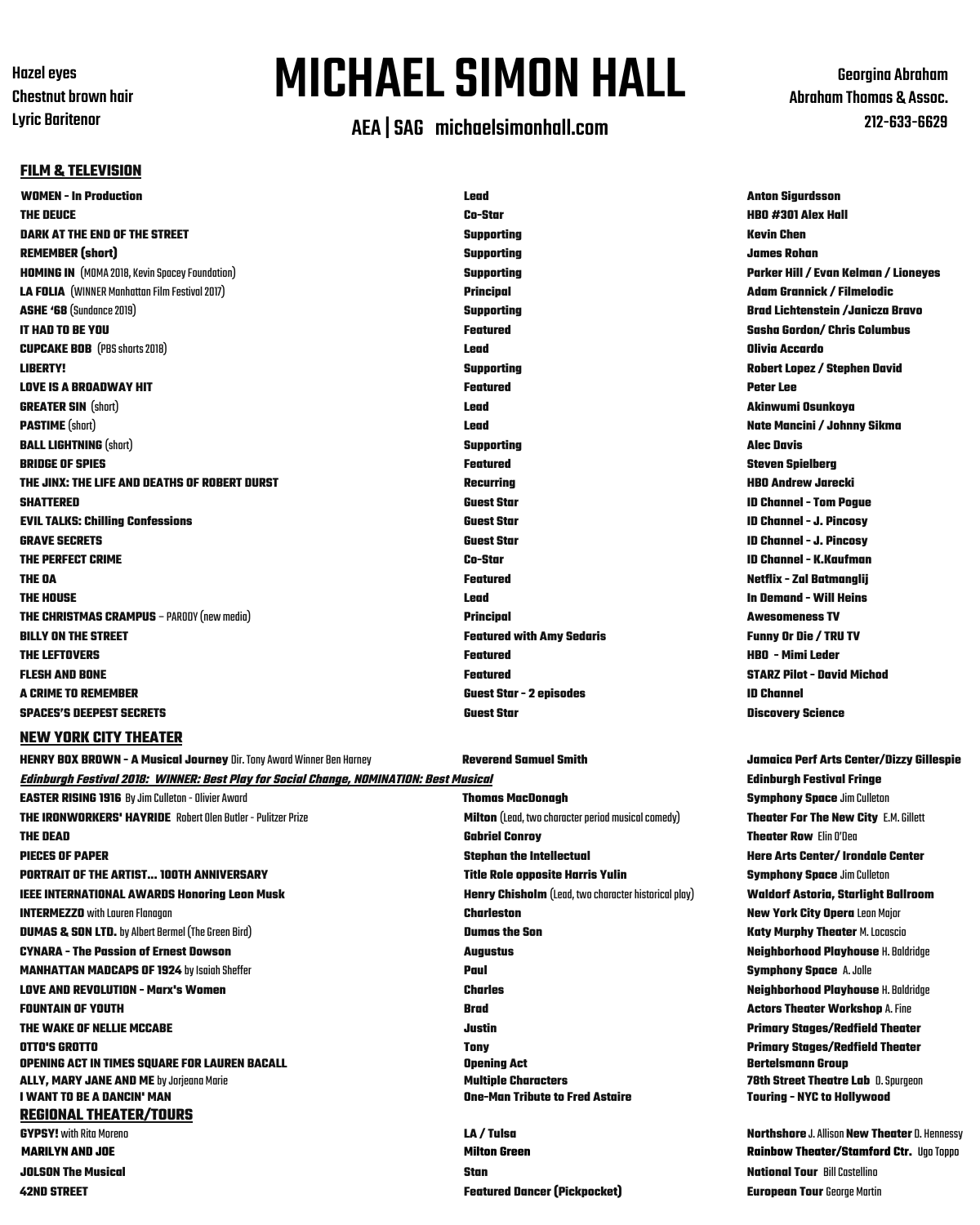Hazel eyes
Chestnut brown hair
Lyric Baritenor

# MICHAEL SIMON HALL

**AEA | SAG michaelsimonhall.com**

Georgina Abraham
Abraham Thomas & Assoc.
212-633-6629

## FILM & TELEVISION

| | | |
|---|---|---|
| **WOMEN - In Production** | **Lead** | **Anton Sigurdsson** |
| **THE DEUCE** | **Co-Star** | **HBO #301 Alex Hall** |
| **DARK AT THE END OF THE STREET** | **Supporting** | **Kevin Chen** |
| **REMEMBER (short)** | **Supporting** | **James Rohan** |
| **HOMING IN** (MOMA 2018, Kevin Spacey Foundation) | **Supporting** | **Parker Hill / Evan Kelman / Lioneyes** |
| **LA FOLIA** (WINNER Manhattan Film Festival 2017) | **Principal** | **Adam Grannick / Filmelodic** |
| **ASHE '68** (Sundance 2019) | **Supporting** | **Brad Lichtenstein /Janicza Bravo** |
| **IT HAD TO BE YOU** | **Featured** | **Sasha Gordon/ Chris Columbus** |
| **CUPCAKE BOB** (PBS shorts 2018) | **Lead** | **Olivia Accardo** |
| **LIBERTY!** | **Supporting** | **Robert Lopez / Stephen David** |
| **LOVE IS A BROADWAY HIT** | **Featured** | **Peter Lee** |
| **GREATER SIN** (short) | **Lead** | **Akinwumi Osunkoya** |
| **PASTIME** (short) | **Lead** | **Nate Mancini / Johnny Sikma** |
| **BALL LIGHTNING** (short) | **Supporting** | **Alec Davis** |
| **BRIDGE OF SPIES** | **Featured** | **Steven Spielberg** |
| **THE JINX: THE LIFE AND DEATHS OF ROBERT DURST** | **Recurring** | **HBO Andrew Jarecki** |
| **SHATTERED** | **Guest Star** | **ID Channel - Tom Pogue** |
| **EVIL TALKS: Chilling Confessions** | **Guest Star** | **ID Channel - J. Pincosy** |
| **GRAVE SECRETS** | **Guest Star** | **ID Channel - J. Pincosy** |
| **THE PERFECT CRIME** | **Co-Star** | **ID Channel - K.Kaufman** |
| **THE OA** | **Featured** | **Netflix - Zal Batmanglij** |
| **THE HOUSE** | **Lead** | **In Demand - Will Heins** |
| **THE CHRISTMAS CRAMPUS** – PARODY (new media) | **Principal** | **Awesomeness TV** |
| **BILLY ON THE STREET** | **Featured with Amy Sedaris** | **Funny Or Die / TRU TV** |
| **THE LEFTOVERS** | **Featured** | **HBO - Mimi Leder** |
| **FLESH AND BONE** | **Featured** | **STARZ Pilot - David Michod** |
| **A CRIME TO REMEMBER** | **Guest Star - 2 episodes** | **ID Channel** |
| **SPACES'S DEEPEST SECRETS** | **Guest Star** | **Discovery Science** |

## NEW YORK CITY THEATER

| | | |
|---|---|---|
| **HENRY BOX BROWN - A Musical Journey** Dir. Tony Award Winner Ben Harney | **Reverend Samuel Smith** | **Jamaica Perf Arts Center/Dizzy Gillespie** |
| ***Edinburgh Festival 2018: WINNER: Best Play for Social Change, NOMINATION: Best Musical*** | | **Edinburgh Festival Fringe** |
| **EASTER RISING 1916** By Jim Culleton - Olivier Award | **Thomas MacDonagh** | **Symphony Space** Jim Culleton |
| **THE IRONWORKERS' HAYRIDE** Robert Olen Butler - Pulitzer Prize | **Milton** (Lead, two character period musical comedy) | **Theater For The New City** E.M. Gillett |
| **THE DEAD** | **Gabriel Conroy** | **Theater Row** Elin O'Dea |
| **PIECES OF PAPER** | **Stephan the Intellectual** | **Here Arts Center/ Irondale Center** |
| **PORTRAIT OF THE ARTIST... 100TH ANNIVERSARY** | **Title Role opposite Harris Yulin** | **Symphony Space** Jim Culleton |
| **IEEE INTERNATIONAL AWARDS Honoring Leon Musk** | **Henry Chisholm** (Lead, two character historical play) | **Waldorf Astoria, Starlight Ballroom** |
| **INTERMEZZO** with Lauren Flanagan | **Charleston** | **New York City Opera** Leon Major |
| **DUMAS & SON LTD.** by Albert Bermel (The Green Bird) | **Dumas the Son** | **Katy Murphy Theater** M. Locascio |
| **CYNARA - The Passion of Ernest Dowson** | **Augustus** | **Neighborhood Playhouse** H. Baldridge |
| **MANHATTAN MADCAPS OF 1924** by Isaiah Sheffer | **Paul** | **Symphony Space** A. Jolle |
| **LOVE AND REVOLUTION - Marx's Women** | **Charles** | **Neighborhood Playhouse** H. Baldridge |
| **FOUNTAIN OF YOUTH** | **Brad** | **Actors Theater Workshop** A. Fine |
| **THE WAKE OF NELLIE MCCABE** | **Justin** | **Primary Stages/Redfield Theater** |
| **OTTO'S GROTTO** | **Tony** | **Primary Stages/Redfield Theater** |
| **OPENING ACT IN TIMES SQUARE FOR LAUREN BACALL** | **Opening Act** | **Bertelsmann Group** |
| **ALLY, MARY JANE AND ME** by Jorjeana Marie | **Multiple Characters** | **78th Street Theatre Lab** D. Spurgeon |
| **I WANT TO BE A DANCIN' MAN** | **One-Man Tribute to Fred Astaire** | **Touring - NYC to Hollywood** |

## REGIONAL THEATER/TOURS

| | | |
|---|---|---|
| **GYPSY!** with Rita Moreno | **LA / Tulsa** | **Northshore** J. Allison **New Theater** D. Hennessy |
| **MARILYN AND JOE** | **Milton Green** | **Rainbow Theater/Stamford Ctr.** Ugo Toppo |
| **JOLSON The Musical** | **Stan** | **National Tour** Bill Castellino |
| **42ND STREET** | **Featured Dancer (Pickpocket)** | **European Tour** George Martin |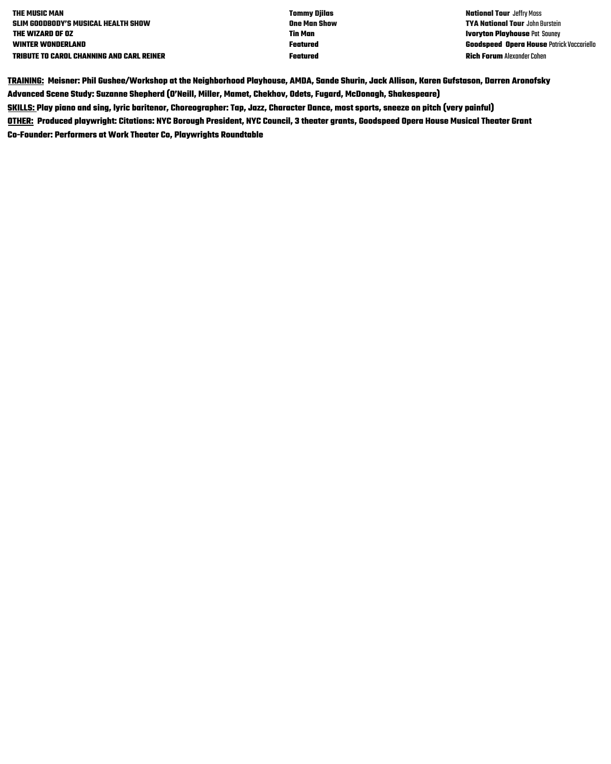| | | |
|---|---|---|
| **THE MUSIC MAN** | **Tommy Djilas** | **National Tour** Jeffry Moss |
| **SLIM GOODBODY'S MUSICAL HEALTH SHOW** | **One Man Show** | **TYA National Tour** John Burstein |
| **THE WIZARD OF OZ** | **Tin Man** | **Ivoryton Playhouse** Pat Sauney |
| **WINTER WONDERLAND** | **Featured** | **Goodspeed Opera House** Patrick Vaccariello |
| **TRIBUTE TO CAROL CHANNING AND CARL REINER** | **Featured** | **Rich Forum** Alexander Cohen |

**TRAINING: Meisner: Phil Gushee/Workshop at the Neighborhood Playhouse, AMDA, Sande Shurin, Jack Allison, Karen Gufstason, Darren Aronofsky**

**Advanced Scene Study: Suzanne Shepherd (O'Neill, Miller, Mamet, Chekhov, Odets, Fugard, McDonagh, Shakespeare)**

**SKILLS: Play piano and sing, lyric baritenor, Choreographer: Tap, Jazz, Character Dance, most sports, sneeze on pitch (very painful)**

**OTHER: Produced playwright: Citations: NYC Borough President, NYC Council, 3 theater grants, Goodspeed Opera House Musical Theater Grant**

**Co-Founder: Performers at Work Theater Co, Playwrights Roundtable**